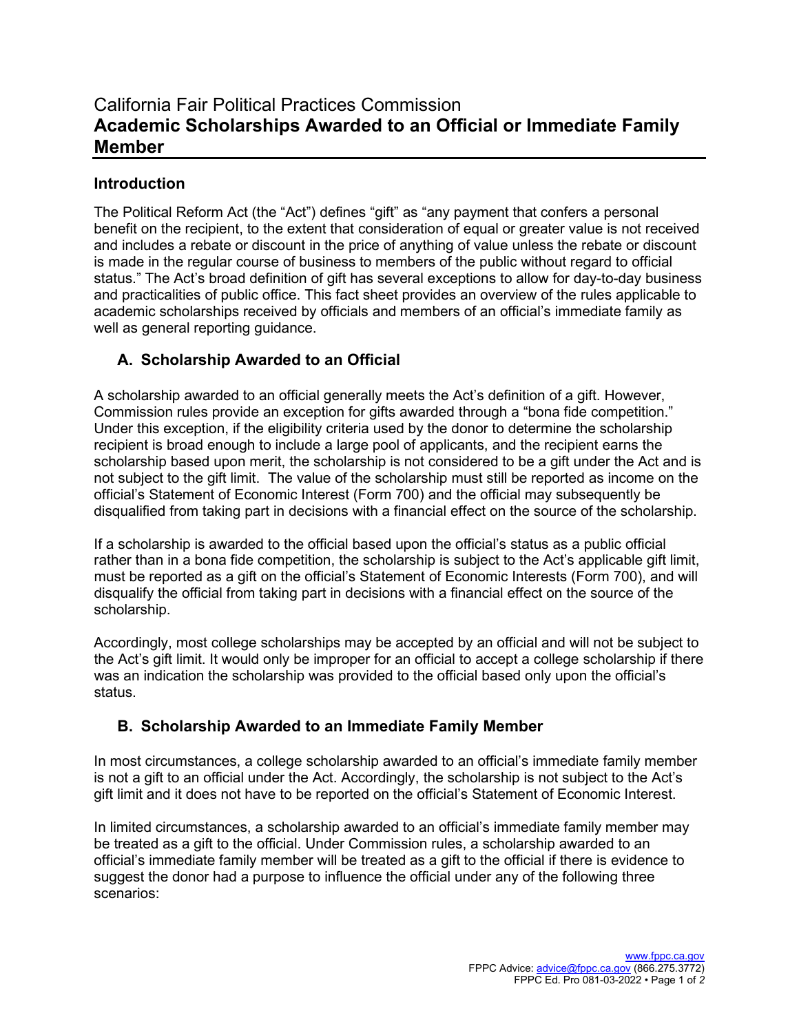California Fair Political Practices Commission

# Academic Scholarships Awarded to an Official or Immediate Family Member

## Introduction

The Political Reform Act (the "Act") defines "gift" as "any payment that confers a personal benefit on the recipient, to the extent that consideration of equal or greater value is not received and includes a rebate or discount in the price of anything of value unless the rebate or discount is made in the regular course of business to members of the public without regard to official status." The Act's broad definition of gift has several exceptions to allow for day-to-day business and practicalities of public office. This fact sheet provides an overview of the rules applicable to academic scholarships received by officials and members of an official's immediate family as well as general reporting guidance.

## A. Scholarship Awarded to an Official

A scholarship awarded to an official generally meets the Act's definition of a gift. However, Commission rules provide an exception for gifts awarded through a "bona fide competition." Under this exception, if the eligibility criteria used by the donor to determine the scholarship recipient is broad enough to include a large pool of applicants, and the recipient earns the scholarship based upon merit, the scholarship is not considered to be a gift under the Act and is not subject to the gift limit. The value of the scholarship must still be reported as income on the official's Statement of Economic Interest (Form 700) and the official may subsequently be disqualified from taking part in decisions with a financial effect on the source of the scholarship.

If a scholarship is awarded to the official based upon the official's status as a public official rather than in a bona fide competition, the scholarship is subject to the Act's applicable gift limit, must be reported as a gift on the official's Statement of Economic Interests (Form 700), and will disqualify the official from taking part in decisions with a financial effect on the source of the scholarship.

Accordingly, most college scholarships may be accepted by an official and will not be subject to the Act's gift limit. It would only be improper for an official to accept a college scholarship if there was an indication the scholarship was provided to the official based only upon the official's status.

## B. Scholarship Awarded to an Immediate Family Member

In most circumstances, a college scholarship awarded to an official's immediate family member is not a gift to an official under the Act. Accordingly, the scholarship is not subject to the Act's gift limit and it does not have to be reported on the official's Statement of Economic Interest.

In limited circumstances, a scholarship awarded to an official's immediate family member may be treated as a gift to the official. Under Commission rules, a scholarship awarded to an official's immediate family member will be treated as a gift to the official if there is evidence to suggest the donor had a purpose to influence the official under any of the following three scenarios: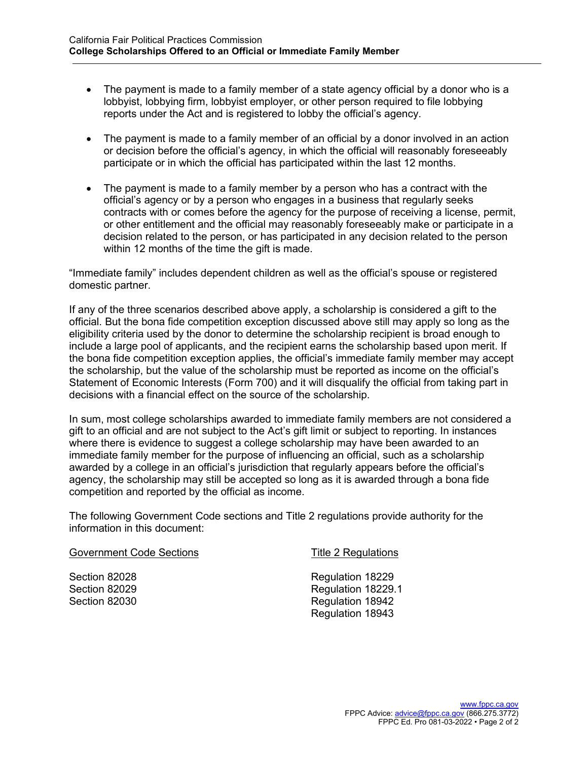- The payment is made to a family member of a state agency official by a donor who is a lobbyist, lobbying firm, lobbyist employer, or other person required to file lobbying reports under the Act and is registered to lobby the official's agency.
- The payment is made to a family member of an official by a donor involved in an action or decision before the official's agency, in which the official will reasonably foreseeably participate or in which the official has participated within the last 12 months.
- The payment is made to a family member by a person who has a contract with the official's agency or by a person who engages in a business that regularly seeks contracts with or comes before the agency for the purpose of receiving a license, permit, or other entitlement and the official may reasonably foreseeably make or participate in a decision related to the person, or has participated in any decision related to the person within 12 months of the time the gift is made.

"Immediate family" includes dependent children as well as the official's spouse or registered domestic partner.

If any of the three scenarios described above apply, a scholarship is considered a gift to the official. But the bona fide competition exception discussed above still may apply so long as the eligibility criteria used by the donor to determine the scholarship recipient is broad enough to include a large pool of applicants, and the recipient earns the scholarship based upon merit. If the bona fide competition exception applies, the official's immediate family member may accept the scholarship, but the value of the scholarship must be reported as income on the official's Statement of Economic Interests (Form 700) and it will disqualify the official from taking part in decisions with a financial effect on the source of the scholarship.

In sum, most college scholarships awarded to immediate family members are not considered a gift to an official and are not subject to the Act's gift limit or subject to reporting. In instances where there is evidence to suggest a college scholarship may have been awarded to an immediate family member for the purpose of influencing an official, such as a scholarship awarded by a college in an official's jurisdiction that regularly appears before the official's agency, the scholarship may still be accepted so long as it is awarded through a bona fide competition and reported by the official as income.

The following Government Code sections and Title 2 regulations provide authority for the information in this document:

| Government Code Sections | Title 2 Regulations |
| --- | --- |
| Section 82028 | Regulation 18229 |
| Section 82029 | Regulation 18229.1 |
| Section 82030 | Regulation 18942 |
| | Regulation 18943 |

www.fppc.ca.gov
FPPC Advice: advice@fppc.ca.gov (866.275.3772)
FPPC Ed. Pro 081-03-2022